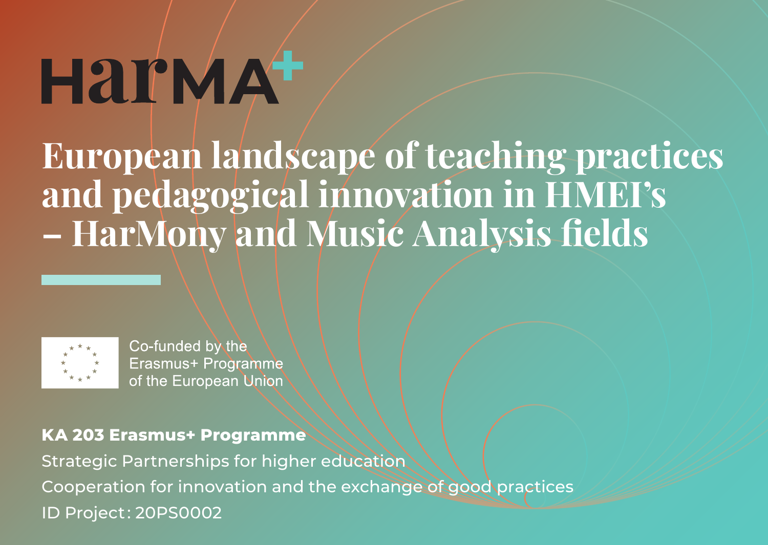# HarMA+

# European landscape of teaching practices and pedagogical innovation in HMEI's – HarMony and Music Analysis fields

Co-funded by the Erasmus+ Programme of the European Union

**KA 203 Erasmus+ Programme**

Strategic Partnerships for higher education

Cooperation for innovation and the exchange of good practices

ID Project: 20PS0002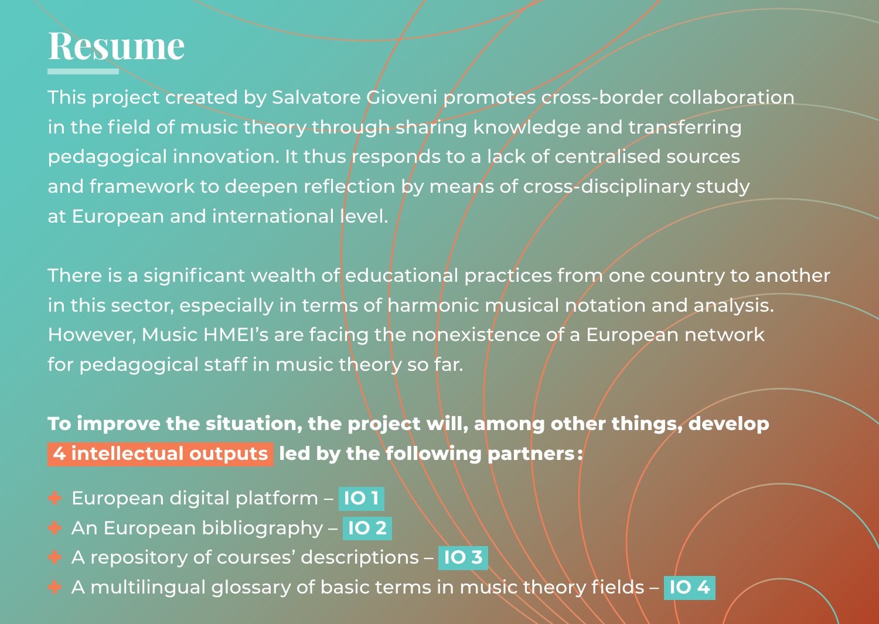# Resume

This project created by Salvatore Gioveni promotes cross-border collaboration in the field of music theory through sharing knowledge and transferring pedagogical innovation. It thus responds to a lack of centralised sources and framework to deepen reflection by means of cross-disciplinary study at European and international level.

There is a significant wealth of educational practices from one country to another in this sector, especially in terms of harmonic musical notation and analysis. However, Music HMEI's are facing the nonexistence of a European network for pedagogical staff in music theory so far.

**To improve the situation, the project will, among other things, develop 4 intellectual outputs led by the following partners:**

- European digital platform – **IO 1**
- An European bibliography – **IO 2**
- A repository of courses' descriptions – **IO 3**
- A multilingual glossary of basic terms in music theory fields – **IO 4**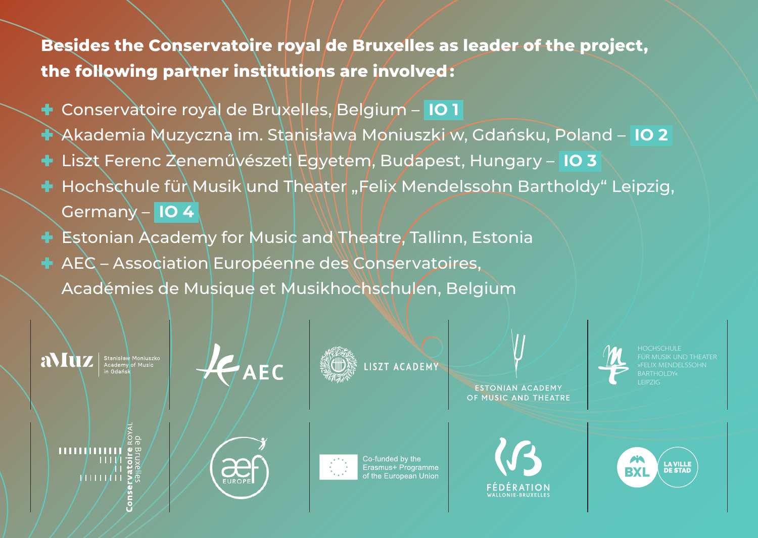**Besides the Conservatoire royal de Bruxelles as leader of the project, the following partner institutions are involved:**

- Conservatoire royal de Bruxelles, Belgium – **IO 1**
- Akademia Muzyczna im. Stanisława Moniuszki w, Gdańsku, Poland – **IO 2**
- Liszt Ferenc Zeneművészeti Egyetem, Budapest, Hungary – **IO 3**
- Hochschule für Musik und Theater „Felix Mendelssohn Bartholdy“ Leipzig, Germany – **IO 4**
- Estonian Academy for Music and Theatre, Tallinn, Estonia
- AEC – Association Européenne des Conservatoires, Académies de Musique et Musikhochschulen, Belgium

aMuz Stanisław Moniuszko Academy of Music in Gdańsk

AEC

LISZT ACADEMY

ESTONIAN ACADEMY OF MUSIC AND THEATRE

HOCHSCHULE FÜR MUSIK UND THEATER »FELIX MENDELSSOHN BARTHOLDY« LEIPZIG

Conservatoire ROYAL de Bruxelles

aef EUROPE

Co-funded by the Erasmus+ Programme of the European Union

FÉDÉRATION WALLONIE-BRUXELLES

BXL LA VILLE DE STAD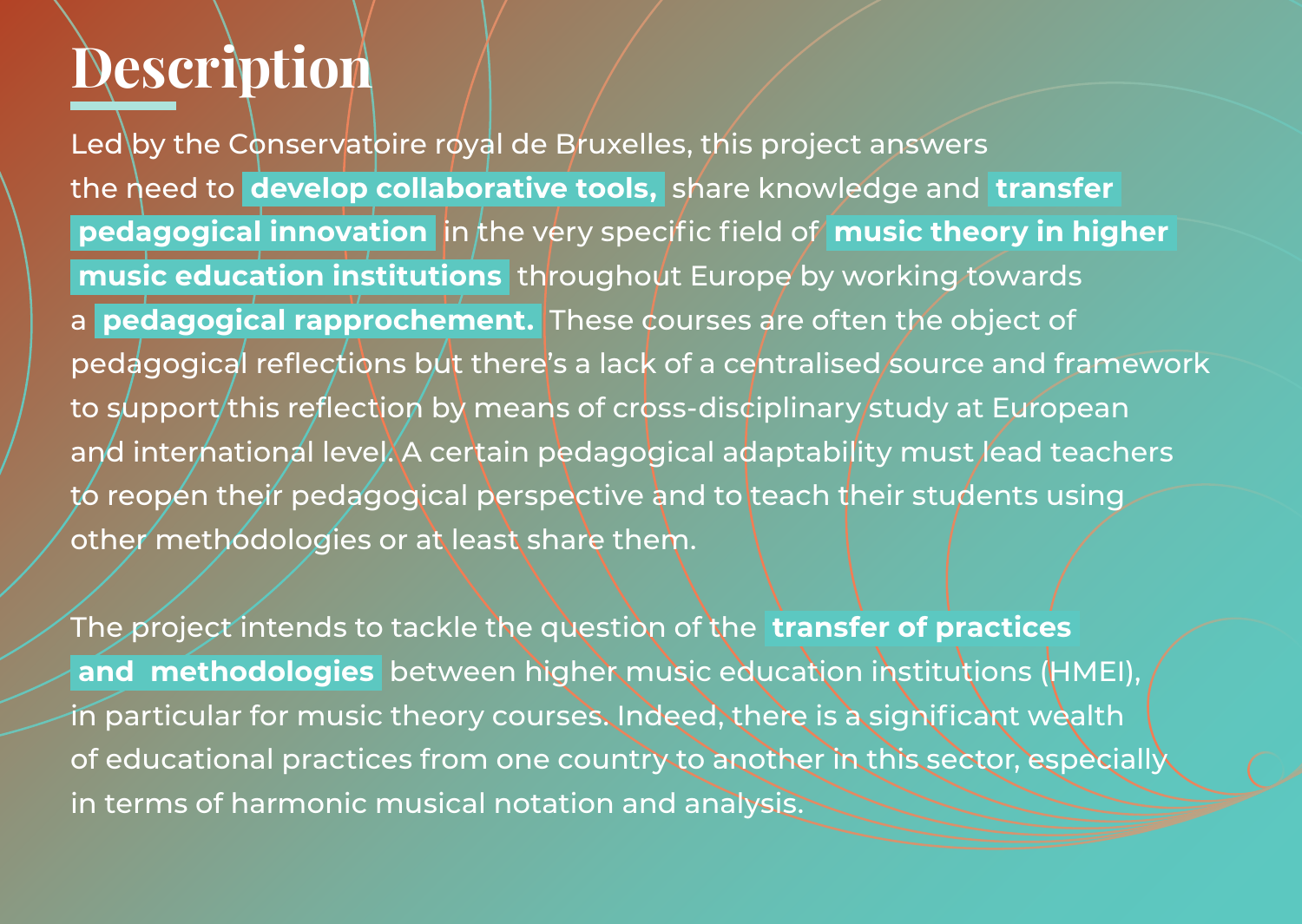# Description

Led by the Conservatoire royal de Bruxelles, this project answers the need to **develop collaborative tools,** share knowledge and **transfer pedagogical innovation** in the very specific field of **music theory in higher music education institutions** throughout Europe by working towards a **pedagogical rapprochement.** These courses are often the object of pedagogical reflections but there's a lack of a centralised source and framework to support this reflection by means of cross-disciplinary study at European and international level. A certain pedagogical adaptability must lead teachers to reopen their pedagogical perspective and to teach their students using other methodologies or at least share them.

The project intends to tackle the question of the **transfer of practices and methodologies** between higher music education institutions (HMEI), in particular for music theory courses. Indeed, there is a significant wealth of educational practices from one country to another in this sector, especially in terms of harmonic musical notation and analysis.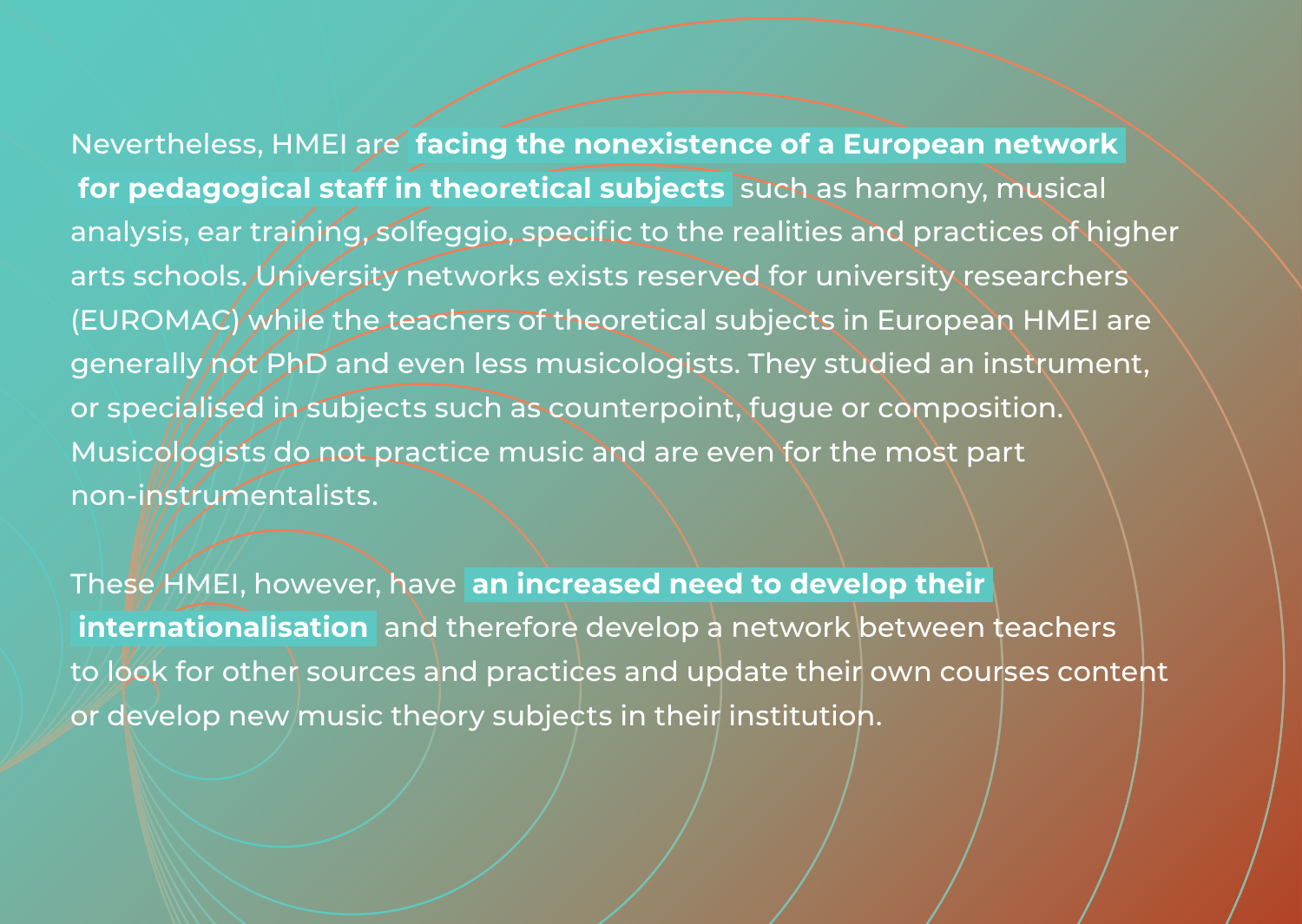Nevertheless, HMEI are **facing the nonexistence of a European network for pedagogical staff in theoretical subjects** such as harmony, musical analysis, ear training, solfeggio, specific to the realities and practices of higher arts schools. University networks exists reserved for university researchers (EUROMAC) while the teachers of theoretical subjects in European HMEI are generally not PhD and even less musicologists. They studied an instrument, or specialised in subjects such as counterpoint, fugue or composition. Musicologists do not practice music and are even for the most part non-instrumentalists.

These HMEI, however, have **an increased need to develop their internationalisation** and therefore develop a network between teachers to look for other sources and practices and update their own courses content or develop new music theory subjects in their institution.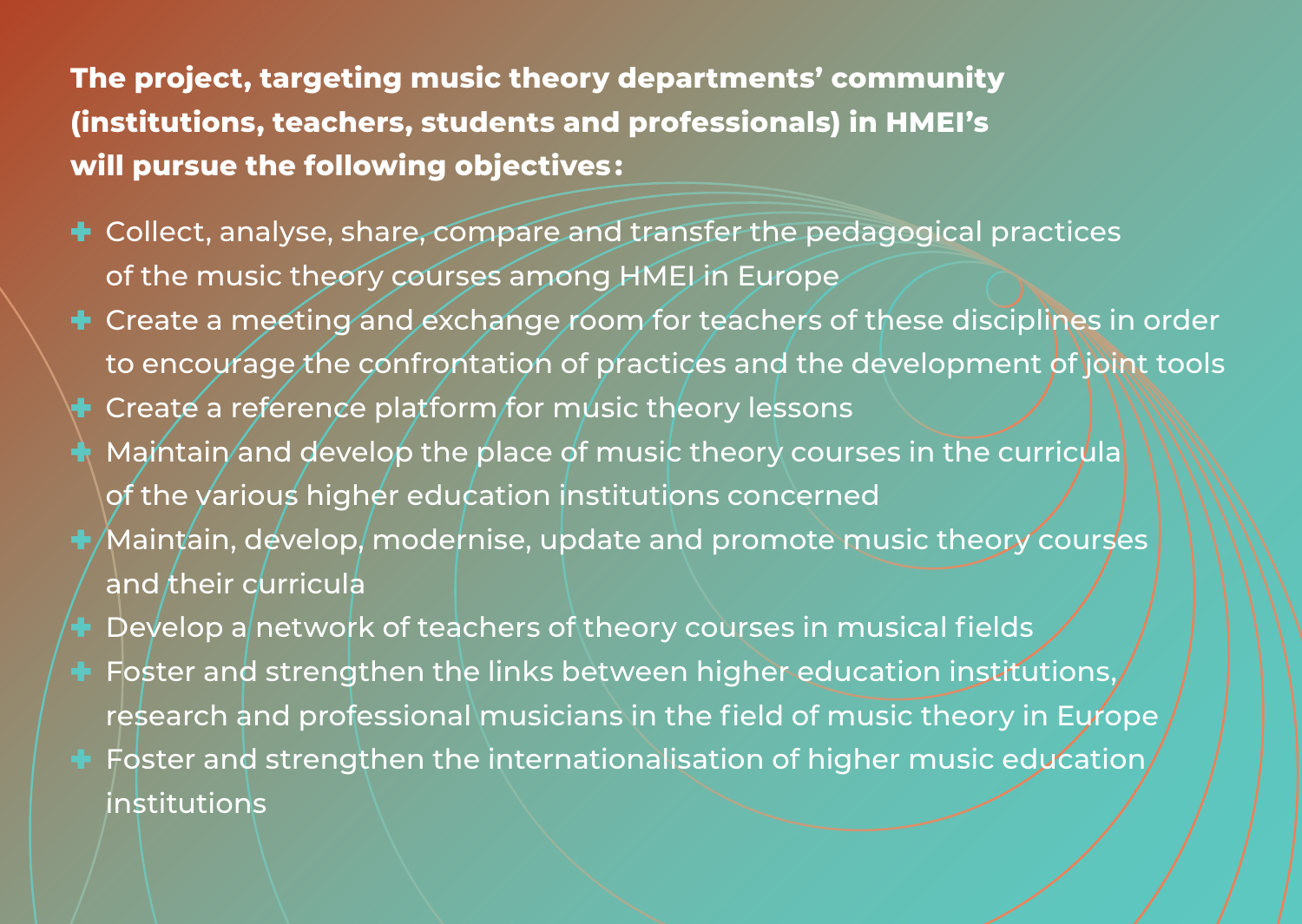**The project, targeting music theory departments' community (institutions, teachers, students and professionals) in HMEI's will pursue the following objectives:**

- Collect, analyse, share, compare and transfer the pedagogical practices of the music theory courses among HMEI in Europe
- Create a meeting and exchange room for teachers of these disciplines in order to encourage the confrontation of practices and the development of joint tools
- Create a reference platform for music theory lessons
- Maintain and develop the place of music theory courses in the curricula of the various higher education institutions concerned
- Maintain, develop, modernise, update and promote music theory courses and their curricula
- Develop a network of teachers of theory courses in musical fields
- Foster and strengthen the links between higher education institutions, research and professional musicians in the field of music theory in Europe
- Foster and strengthen the internationalisation of higher music education institutions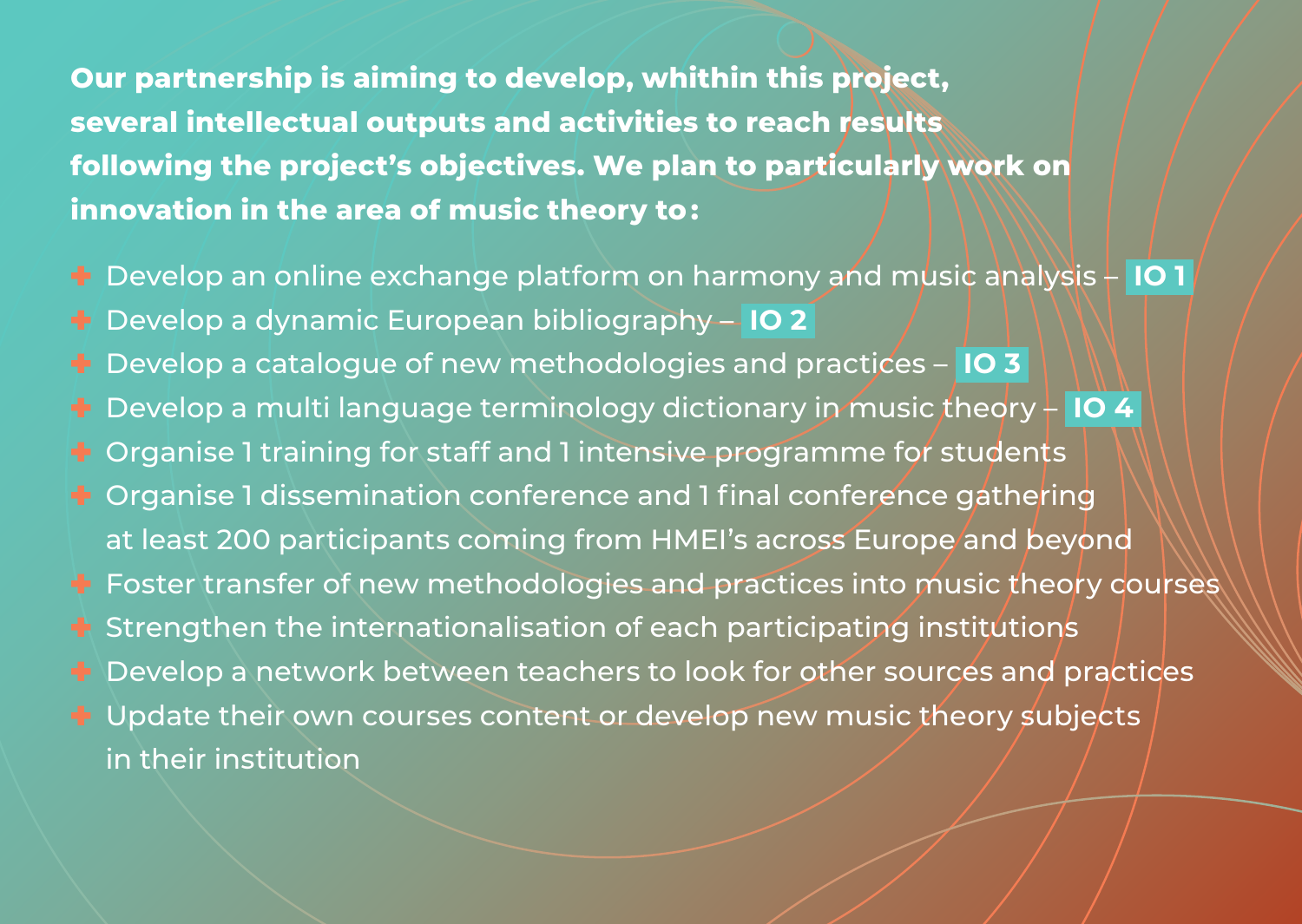**Our partnership is aiming to develop, whithin this project, several intellectual outputs and activities to reach results following the project's objectives. We plan to particularly work on innovation in the area of music theory to:**

- Develop an online exchange platform on harmony and music analysis – **IO 1**
- Develop a dynamic European bibliography – **IO 2**
- Develop a catalogue of new methodologies and practices – **IO 3**
- Develop a multi language terminology dictionary in music theory – **IO 4**
- Organise 1 training for staff and 1 intensive programme for students
- Organise 1 dissemination conference and 1 final conference gathering at least 200 participants coming from HMEI's across Europe and beyond
- Foster transfer of new methodologies and practices into music theory courses
- Strengthen the internationalisation of each participating institutions
- Develop a network between teachers to look for other sources and practices
- Update their own courses content or develop new music theory subjects in their institution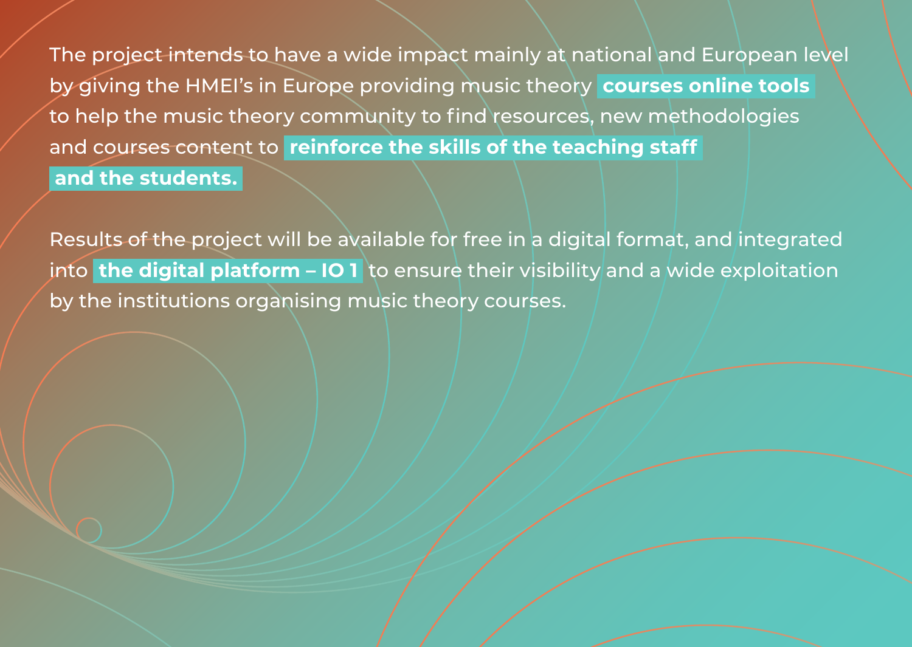The project intends to have a wide impact mainly at national and European level by giving the HMEI's in Europe providing music theory **courses online tools** to help the music theory community to find resources, new methodologies and courses content to **reinforce the skills of the teaching staff and the students.**

Results of the project will be available for free in a digital format, and integrated into **the digital platform – IO 1** to ensure their visibility and a wide exploitation by the institutions organising music theory courses.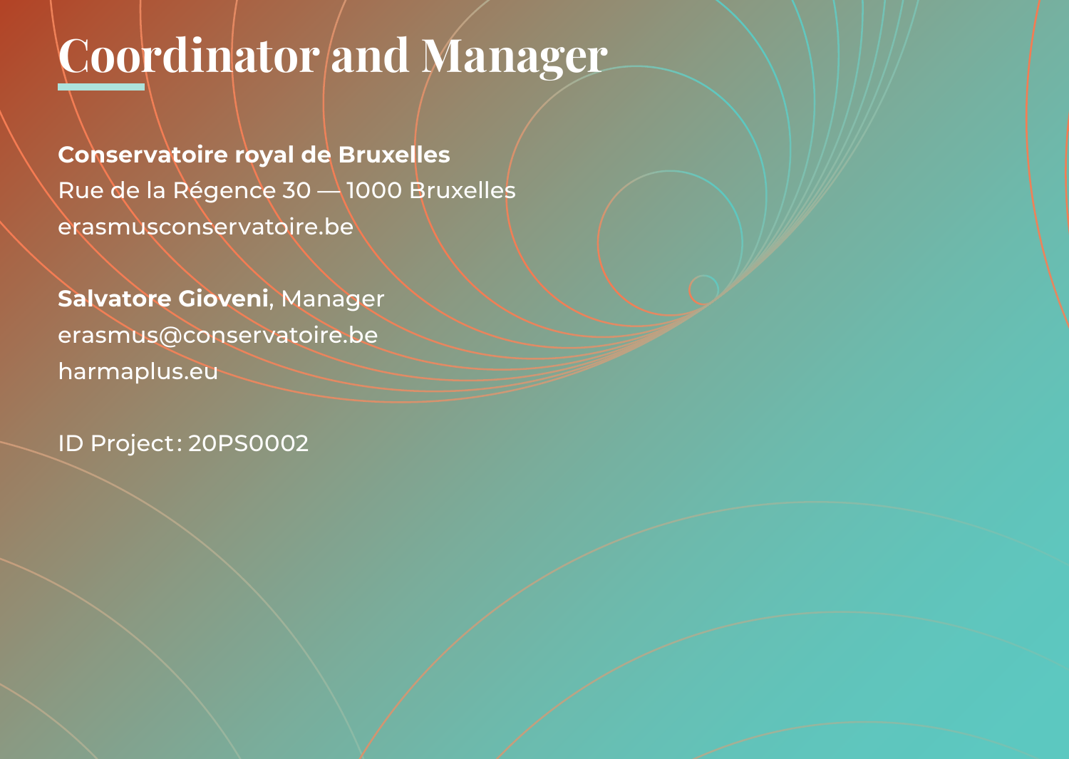# Coordinator and Manager

**Conservatoire royal de Bruxelles**
Rue de la Régence 30 — 1000 Bruxelles
erasmusconservatoire.be

**Salvatore Gioveni**, Manager
erasmus@conservatoire.be
harmaplus.eu

ID Project : 20PS0002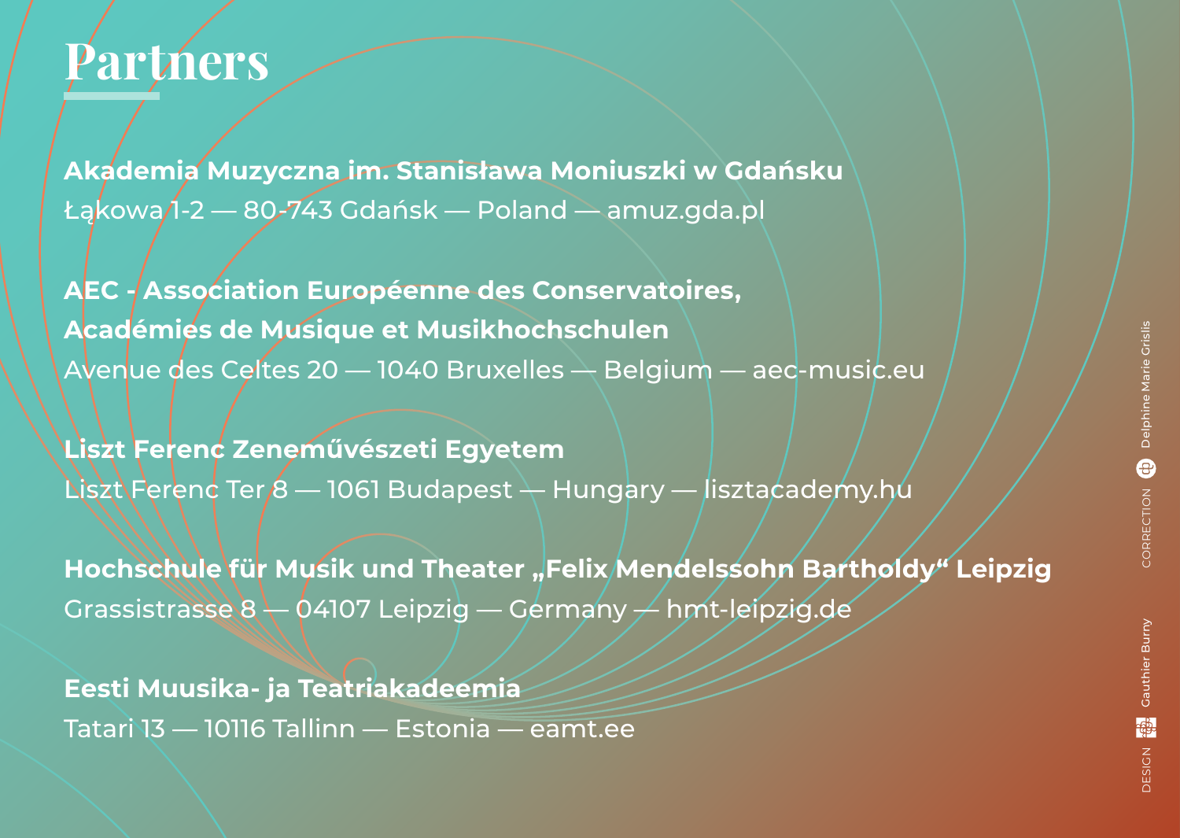# Partners

**Akademia Muzyczna im. Stanisława Moniuszki w Gdańsku**
Łąkowa 1-2 — 80-743 Gdańsk — Poland — amuz.gda.pl

**AEC - Association Européenne des Conservatoires, Académies de Musique et Musikhochschulen**
Avenue des Celtes 20 — 1040 Bruxelles — Belgium — aec-music.eu

**Liszt Ferenc Zeneművészeti Egyetem**
Liszt Ferenc Ter 8 — 1061 Budapest — Hungary — lisztacademy.hu

**Hochschule für Musik und Theater „Felix Mendelssohn Bartholdy" Leipzig**
Grassistrasse 8 — 04107 Leipzig — Germany — hmt-leipzig.de

**Eesti Muusika- ja Teatriakadeemia**
Tatari 13 — 10116 Tallinn — Estonia — eamt.ee

DESIGN Gauthier Burny
CORRECTION Delphine Marie Grislis